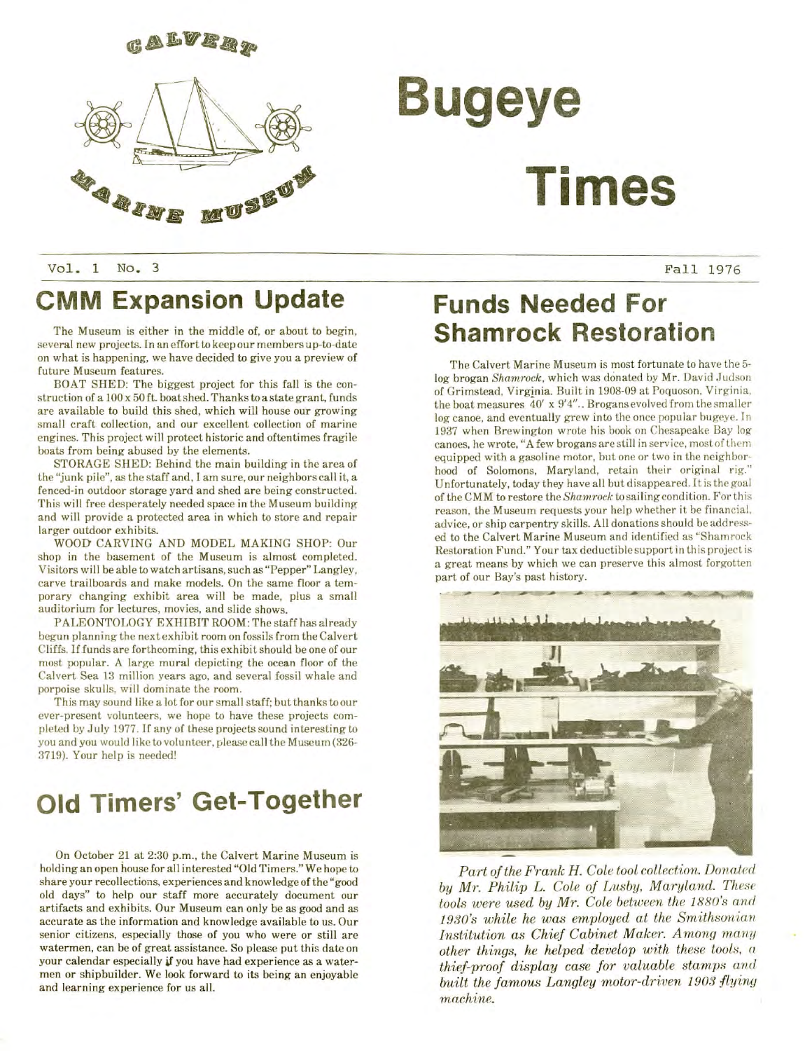# Bugeye Times

Vol. 1 No. 3 Fall 1976

## CMM Expansion Update

The Museum is either in the middle of, or about to begin, several new projects. In an effort to keep our members up-to-date on what is happening, we have decided to give you a preview of future Museum features.

BOAT SHED: The biggest project for this fall is the construction of a 100 x 50 ft. boat shed. Thanks to a state grant, funds are available to build this shed, which will house our growing small craft collection, and our excellent collection of marine engines. This project will protect historic and oftentimes fragile boats from being abused by the elements.

STORAGE SHED: Behind the main building in the area of the "junk pile", as the staff and, I am sure, our neighbors call it, a fenced-in outdoor storage yard and shed are being constructed. This will free desperately needed space in the Museum building and will provide a protected area in which to store and repair larger outdoor exhibits.

WOOD CARVING AND MODEL MAKING SHOP: Our shop in the basement of the Museum is almost completed. Visitors will be able to watch artisans, such as "Pepper" Langley, carve trailboards and make models. On the same floor a temporary changing exhibit area will be made, plus a small auditorium for lectures, movies, and slide shows.

PALEONTOLOGY EXHIBIT ROOM: The staff has already begun planning the next exhibit room on fossils from the Calvert Cliffs. If funds are forthcoming, this exhibit should be one of our most popular. A large mural depicting the ocean floor of the Calvert Sea 13 million years ago, and several fossil whale and porpoise skulls, will dominate the room.

This may sound like a lot for our small staff; but thanks to our ever-present volunteers, we hope to have these projects completed by July 1977. If any of these projects sound interesting to you and you would like to volunteer, please call the Museum (326-3719). Your help is needed!

## Old Timers' Get-Together

On October 21 at 2:30 p.m., the Calvert Marine Museum is holding an open house for all interested "Old Timers." We hope to share your recollections, experiences and knowledge of the "good old days" to help our staff more accurately document our artifacts and exhibits. Our Museum can only be as good and as accurate as the information and knowledge available to us. Our senior citizens, especially those of you who were or still are watermen, can be of great assistance. So please put this date on your calendar especially if you have had experience as a watermen or shipbuilder. We look forward to its being an enjoyable and learning experience for us all.

## Funds Needed For Shamrock Restoration

The Calvert Marine Museum is most fortunate to have the 5-log brogan *Shamrock*, which was donated by Mr. David Judson of Grimstead, Virginia. Built in 1908-09 at Poquoson, Virginia, the boat measures 40' x 9'4".. Brogans evolved from the smaller log canoe, and eventually grew into the once popular bugeye. In 1937 when Brewington wrote his book on Chesapeake Bay log canoes, he wrote, "A few brogans are still in service, most of them equipped with a gasoline motor, but one or two in the neighborhood of Solomons, Maryland, retain their original rig." Unfortunately, today they have all but disappeared. It is the goal of the CMM to restore the *Shamrock* to sailing condition. For this reason, the Museum requests your help whether it be financial, advice, or ship carpentry skills. All donations should be addressed to the Calvert Marine Museum and identified as "Shamrock Restoration Fund." Your tax deductible support in this project is a great means by which we can preserve this almost forgotten part of our Bay's past history.

*Part of the Frank H. Cole tool collection. Donated by Mr. Philip L. Cole of Lusby, Maryland. These tools were used by Mr. Cole between the 1880's and 1930's while he was employed at the Smithsonian Institution as Chief Cabinet Maker. Among many other things, he helped develop with these tools, a thief-proof display case for valuable stamps and built the famous Langley motor-driven 1903 flying machine.*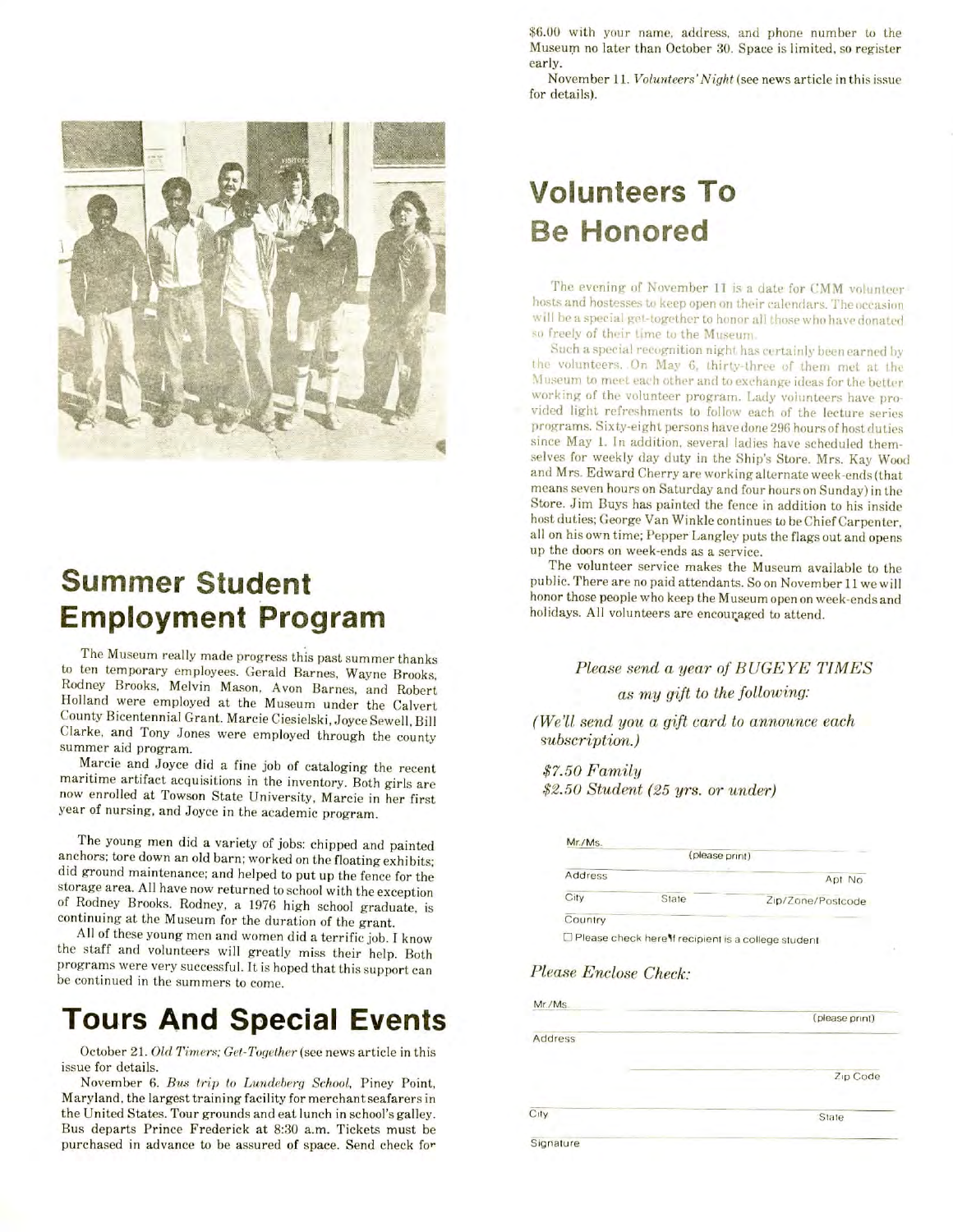## Summer Student Employment Program

The Museum really made progress this past summer thanks to ten temporary employees. Gerald Barnes, Wayne Brooks, Rodney Brooks, Melvin Mason, Avon Barnes, and Robert Holland were employed at the Museum under the Calvert County Bicentennial Grant. Marcie Ciesielski, Joyce Sewell, Bill Clarke, and Tony Jones were employed through the county summer aid program.

Marcie and Joyce did a fine job of cataloging the recent maritime artifact acquisitions in the inventory. Both girls are now enrolled at Towson State University, Marcie in her first year of nursing, and Joyce in the academic program.

The young men did a variety of jobs: chipped and painted anchors; tore down an old barn; worked on the floating exhibits; did ground maintenance; and helped to put up the fence for the storage area. All have now returned to school with the exception of Rodney Brooks. Rodney, a 1976 high school graduate, is continuing at the Museum for the duration of the grant.

All of these young men and women did a terrific job. I know the staff and volunteers will greatly miss their help. Both programs were very successful. It is hoped that this support can be continued in the summers to come.

## Tours And Special Events

October 21. *Old Timers; Get-Together* (see news article in this issue for details.

November 6. *Bus trip to Lundeberg School*, Piney Point, Maryland, the largest training facility for merchant seafarers in the United States. Tour grounds and eat lunch in school's galley. Bus departs Prince Frederick at 8:30 a.m. Tickets must be purchased in advance to be assured of space. Send check for $6.00 with your name, address, and phone number to the Museum no later than October 30. Space is limited, so register early.

November 11. *Volunteers' Night* (see news article in this issue for details).

## Volunteers To Be Honored

The evening of November 11 is a date for CMM volunteer hosts and hostesses to keep open on their calendars. The occasion will be a special get-together to honor all those who have donated so freely of their time to the Museum.

Such a special recognition night has certainly been earned by the volunteers. On May 6, thirty-three of them met at the Museum to meet each other and to exchange ideas for the better working of the volunteer program. Lady volunteers have provided light refreshments to follow each of the lecture series programs. Sixty-eight persons have done 296 hours of host duties since May 1. In addition, several ladies have scheduled themselves for weekly day duty in the Ship's Store. Mrs. Kay Wood and Mrs. Edward Cherry are working alternate week-ends (that means seven hours on Saturday and four hours on Sunday) in the Store. Jim Buys has painted the fence in addition to his inside host duties; George Van Winkle continues to be Chief Carpenter, all on his own time; Pepper Langley puts the flags out and opens up the doors on week-ends as a service.

The volunteer service makes the Museum available to the public. There are no paid attendants. So on November 11 we will honor those people who keep the Museum open on week-ends and holidays. All volunteers are encouraged to attend.

*Please send a year of BUGEYE TIMES as my gift to the following:*

*(We'll send you a gift card to announce each subscription.)*

*$7.50 Family*
*$2.50 Student (25 yrs. or under)*

Mr./Ms. (please print)
Address Apt No
City State Zip/Zone/Postcode
Country

☐ Please check here if recipient is a college student

*Please Enclose Check:*

Mr./Ms. (please print)
Address
Zip Code
City State
Signature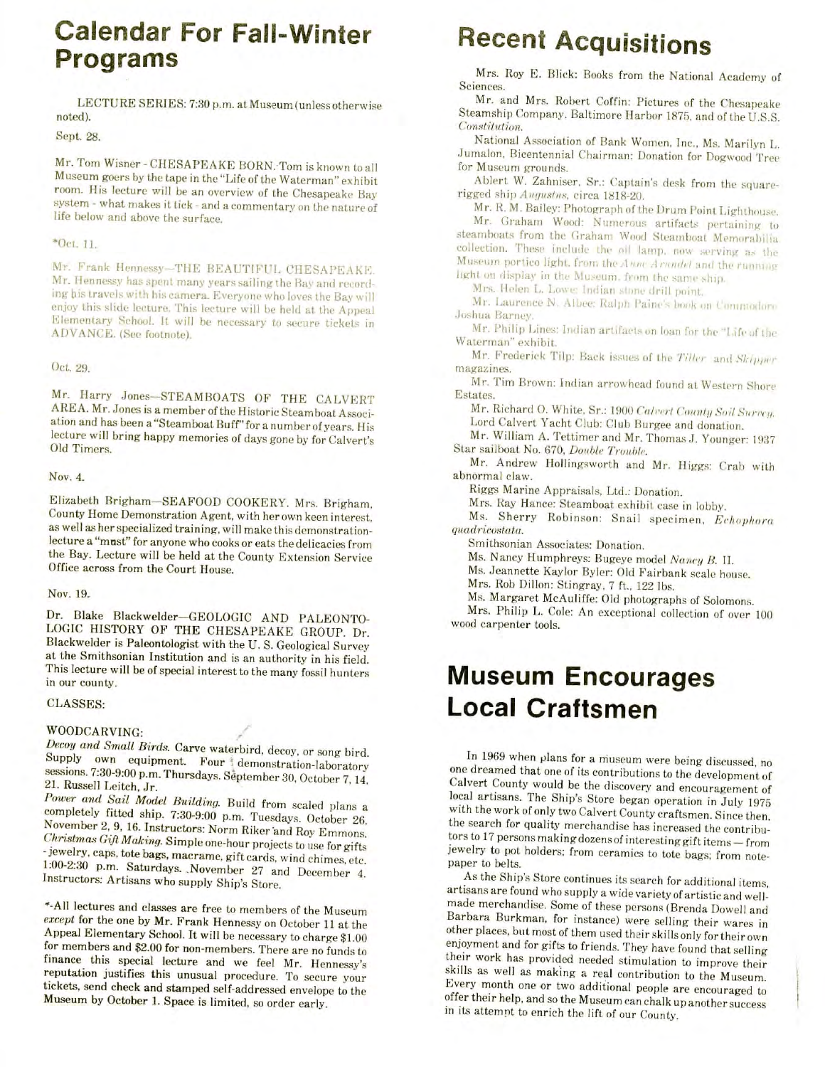## Calendar For Fall-Winter Programs

LECTURE SERIES: 7:30 p.m. at Museum (unless otherwise noted).

Sept. 28.

Mr. Tom Wisner - CHESAPEAKE BORN. Tom is known to all Museum goers by the tape in the "Life of the Waterman" exhibit room. His lecture will be an overview of the Chesapeake Bay system - what makes it tick - and a commentary on the nature of life below and above the surface.

*Oct. 11.

Mr. Frank Hennessy—THE BEAUTIFUL CHESAPEAKE. Mr. Hennessy has spent many years sailing the Bay and recording his travels with his camera. Everyone who loves the Bay will enjoy this slide lecture. This lecture will be held at the Appeal Elementary School. It will be necessary to secure tickets in ADVANCE. (See footnote).

Oct. 29.

Mr. Harry Jones—STEAMBOATS OF THE CALVERT AREA. Mr. Jones is a member of the Historic Steamboat Association and has been a "Steamboat Buff" for a number of years. His lecture will bring happy memories of days gone by for Calvert's Old Timers.

Nov. 4.

Elizabeth Brigham—SEAFOOD COOKERY. Mrs. Brigham, County Home Demonstration Agent, with her own keen interest, as well as her specialized training, will make this demonstration-lecture a "must" for anyone who cooks or eats the delicacies from the Bay. Lecture will be held at the County Extension Service Office across from the Court House.

Nov. 19.

Dr. Blake Blackwelder—GEOLOGIC AND PALEONTOLOGIC HISTORY OF THE CHESAPEAKE GROUP. Dr. Blackwelder is Paleontologist with the U. S. Geological Survey at the Smithsonian Institution and is an authority in his field. This lecture will be of special interest to the many fossil hunters in our county.

CLASSES:

WOODCARVING:

*Decoy and Small Birds.* Carve waterbird, decoy, or song bird. Supply own equipment. Four demonstration-laboratory sessions. 7:30-9:00 p.m. Thursdays. September 30, October 7, 14, 21. Russell Leitch, Jr.

*Power and Sail Model Building.* Build from scaled plans a completely fitted ship. 7:30-9:00 p.m. Tuesdays. October 26, November 2, 9, 16. Instructors: Norm Riker and Roy Emmons.

*Christmas Gift Making.* Simple one-hour projects to use for gifts - jewelry, caps, tote bags, macrame, gift cards, wind chimes, etc. 1:00-2:30 p.m. Saturdays. November 27 and December 4. Instructors: Artisans who supply Ship's Store.

*-All lectures and classes are free to members of the Museum *except* for the one by Mr. Frank Hennessy on October 11 at the Appeal Elementary School. It will be necessary to charge $1.00 for members and $2.00 for non-members. There are no funds to finance this special lecture and we feel Mr. Hennessy's reputation justifies this unusual procedure. To secure your tickets, send check and stamped self-addressed envelope to the Museum by October 1. Space is limited, so order early.

## Recent Acquisitions

Mrs. Roy E. Blick: Books from the National Academy of Sciences.

Mr. and Mrs. Robert Coffin: Pictures of the Chesapeake Steamship Company, Baltimore Harbor 1875, and of the U.S.S. *Constitution*.

National Association of Bank Women, Inc., Ms. Marilyn L. Jumalon, Bicentennial Chairman: Donation for Dogwood Tree for Museum grounds.

Ablert W. Zahniser, Sr.: Captain's desk from the square-rigged ship *Augustus*, circa 1818-20.

Mr. R. M. Bailey: Photograph of the Drum Point Lighthouse.

Mr. Graham Wood: Numerous artifacts pertaining to steamboats from the Graham Wood Steamboat Memorabilia collection. These include the oil lamp, now serving as the Museum portico light, from the *Anne Arundel* and the running light on display in the Museum, from the same ship.

Mrs. Helen L. Lowe: Indian stone drill point.

Mr. Laurence N. Albee: Ralph Paine's book on Commodore Joshua Barney.

Mr. Philip Lines: Indian artifacts on loan for the "Life of the Waterman" exhibit.

Mr. Frederick Tilp: Back issues of the *Tiller* and *Skipper* magazines.

Mr. Tim Brown: Indian arrowhead found at Western Shore Estates.

Mr. Richard O. White, Sr.: 1900 *Calvert County Soil Survey*.

Lord Calvert Yacht Club: Club Burgee and donation.

Mr. William A. Tettimer and Mr. Thomas J. Younger: 1937 Star sailboat No. 670, *Double Trouble*.

Mr. Andrew Hollingsworth and Mr. Higgs: Crab with abnormal claw.

Riggs Marine Appraisals, Ltd.: Donation.

Mrs. Ray Hance: Steamboat exhibit case in lobby.

Ms. Sherry Robinson: Snail specimen, *Ecphora quadricostata*.

Smithsonian Associates: Donation.

Ms. Nancy Humphreys: Bugeye model *Nancy B.* II.

Ms. Jeannette Kaylor Byler: Old Fairbank scale house.

Mrs. Rob Dillon: Stingray, 7 ft., 122 lbs.

Ms. Margaret McAuliffe: Old photographs of Solomons.

Mrs. Philip L. Cole: An exceptional collection of over 100 wood carpenter tools.

## Museum Encourages Local Craftsmen

In 1969 when plans for a museum were being discussed, no one dreamed that one of its contributions to the development of Calvert County would be the discovery and encouragement of local artisans. The Ship's Store began operation in July 1975 with the work of only two Calvert County craftsmen. Since then, the search for quality merchandise has increased the contributors to 17 persons making dozens of interesting gift items — from jewelry to pot holders; from ceramics to tote bags; from notepaper to belts.

As the Ship's Store continues its search for additional items, artisans are found who supply a wide variety of artistic and well-made merchandise. Some of these persons (Brenda Dowell and Barbara Burkman, for instance) were selling their wares in other places, but most of them used their skills only for their own enjoyment and for gifts to friends. They have found that selling their work has provided needed stimulation to improve their skills as well as making a real contribution to the Museum. Every month one or two additional people are encouraged to offer their help, and so the Museum can chalk up another success in its attempt to enrich the lift of our County.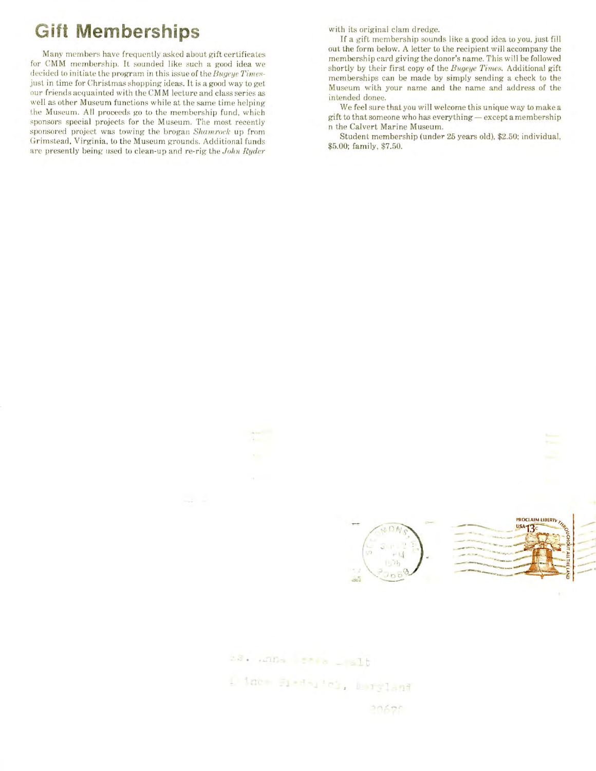# Gift Memberships

Many members have frequently asked about gift certificates for CMM membership. It sounded like such a good idea we decided to initiate the program in this issue of the *Bugeye Times*-just in time for Christmas shopping ideas. It is a good way to get our friends acquainted with the CMM lecture and class series as well as other Museum functions while at the same time helping the Museum. All proceeds go to the membership fund, which sponsors special projects for the Museum. The most recently sponsored project was towing the brogan *Shamrock* up from Grimstead, Virginia, to the Museum grounds. Additional funds are presently being used to clean-up and re-rig the *John Ryder* with its original clam dredge.

If a gift membership sounds like a good idea to you, just fill out the form below. A letter to the recipient will accompany the membership card giving the donor's name. This will be followed shortly by their first copy of the *Bugeye Times*. Additional gift memberships can be made by simply sending a check to the Museum with your name and the name and address of the intended donee.

We feel sure that you will welcome this unique way to make a gift to that someone who has everything — except a membership n the Calvert Marine Museum.

Student membership (under 25 years old), $2.50; individual, $5.00; family, $7.50.